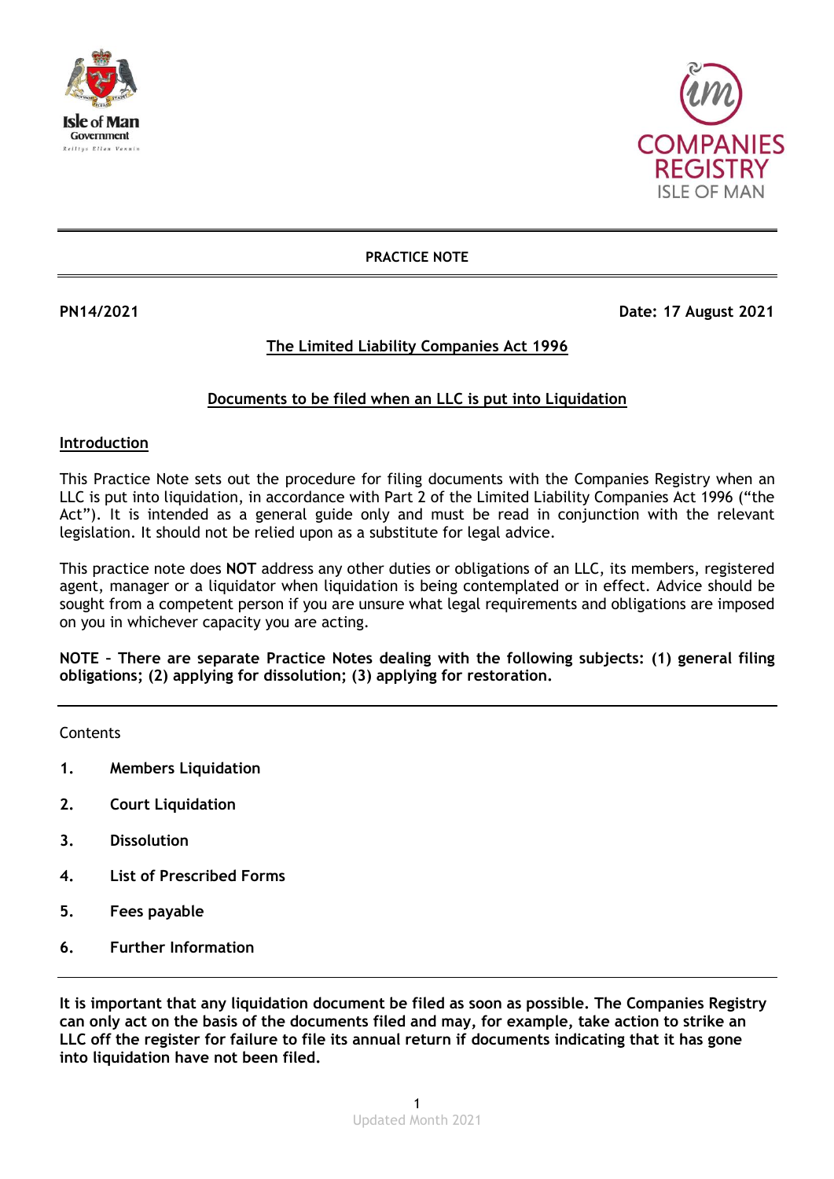**PRACTICE NOTE**

**PN14/2021** **Date: 17 August 2021**

## The Limited Liability Companies Act 1996

## Documents to be filed when an LLC is put into Liquidation

### Introduction

This Practice Note sets out the procedure for filing documents with the Companies Registry when an LLC is put into liquidation, in accordance with Part 2 of the Limited Liability Companies Act 1996 ("the Act"). It is intended as a general guide only and must be read in conjunction with the relevant legislation. It should not be relied upon as a substitute for legal advice.

This practice note does **NOT** address any other duties or obligations of an LLC, its members, registered agent, manager or a liquidator when liquidation is being contemplated or in effect. Advice should be sought from a competent person if you are unsure what legal requirements and obligations are imposed on you in whichever capacity you are acting.

**NOTE – There are separate Practice Notes dealing with the following subjects: (1) general filing obligations; (2) applying for dissolution; (3) applying for restoration.**

---

Contents

1. **Members Liquidation**
2. **Court Liquidation**
3. **Dissolution**
4. **List of Prescribed Forms**
5. **Fees payable**
6. **Further Information**

---

**It is important that any liquidation document be filed as soon as possible. The Companies Registry can only act on the basis of the documents filed and may, for example, take action to strike an LLC off the register for failure to file its annual return if documents indicating that it has gone into liquidation have not been filed.**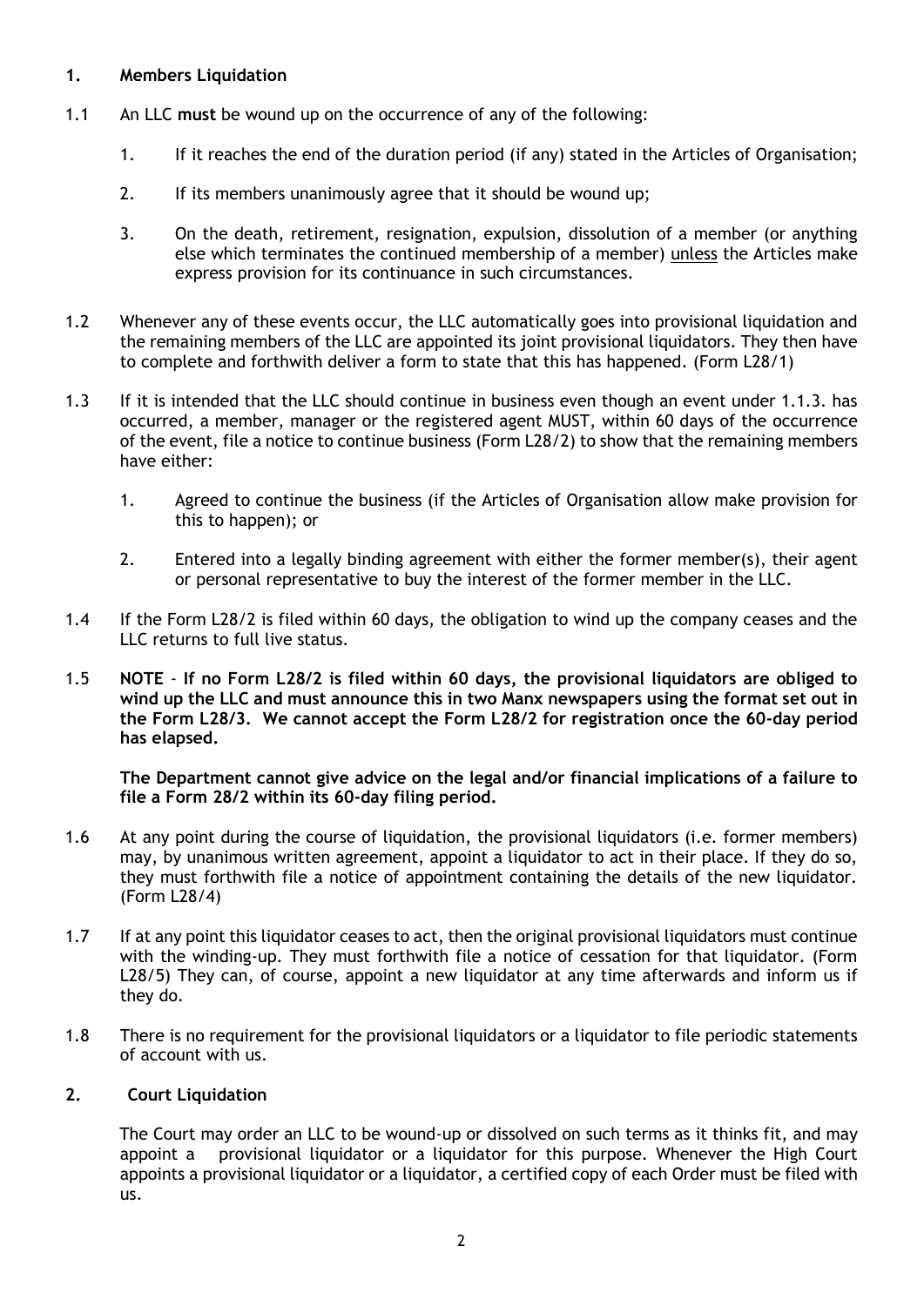## 1. Members Liquidation

1.1 An LLC **must** be wound up on the occurrence of any of the following:

1. If it reaches the end of the duration period (if any) stated in the Articles of Organisation;
2. If its members unanimously agree that it should be wound up;
3. On the death, retirement, resignation, expulsion, dissolution of a member (or anything else which terminates the continued membership of a member) <u>unless</u> the Articles make express provision for its continuance in such circumstances.

1.2 Whenever any of these events occur, the LLC automatically goes into provisional liquidation and the remaining members of the LLC are appointed its joint provisional liquidators. They then have to complete and forthwith deliver a form to state that this has happened. (Form L28/1)

1.3 If it is intended that the LLC should continue in business even though an event under 1.1.3. has occurred, a member, manager or the registered agent MUST, within 60 days of the occurrence of the event, file a notice to continue business (Form L28/2) to show that the remaining members have either:

1. Agreed to continue the business (if the Articles of Organisation allow make provision for this to happen); or
2. Entered into a legally binding agreement with either the former member(s), their agent or personal representative to buy the interest of the former member in the LLC.

1.4 If the Form L28/2 is filed within 60 days, the obligation to wind up the company ceases and the LLC returns to full live status.

1.5 **NOTE - If no Form L28/2 is filed within 60 days, the provisional liquidators are obliged to wind up the LLC and must announce this in two Manx newspapers using the format set out in the Form L28/3. We cannot accept the Form L28/2 for registration once the 60-day period has elapsed.**

**The Department cannot give advice on the legal and/or financial implications of a failure to file a Form 28/2 within its 60-day filing period.**

1.6 At any point during the course of liquidation, the provisional liquidators (i.e. former members) may, by unanimous written agreement, appoint a liquidator to act in their place. If they do so, they must forthwith file a notice of appointment containing the details of the new liquidator. (Form L28/4)

1.7 If at any point this liquidator ceases to act, then the original provisional liquidators must continue with the winding-up. They must forthwith file a notice of cessation for that liquidator. (Form L28/5) They can, of course, appoint a new liquidator at any time afterwards and inform us if they do.

1.8 There is no requirement for the provisional liquidators or a liquidator to file periodic statements of account with us.

## 2. Court Liquidation

The Court may order an LLC to be wound-up or dissolved on such terms as it thinks fit, and may appoint a provisional liquidator or a liquidator for this purpose. Whenever the High Court appoints a provisional liquidator or a liquidator, a certified copy of each Order must be filed with us.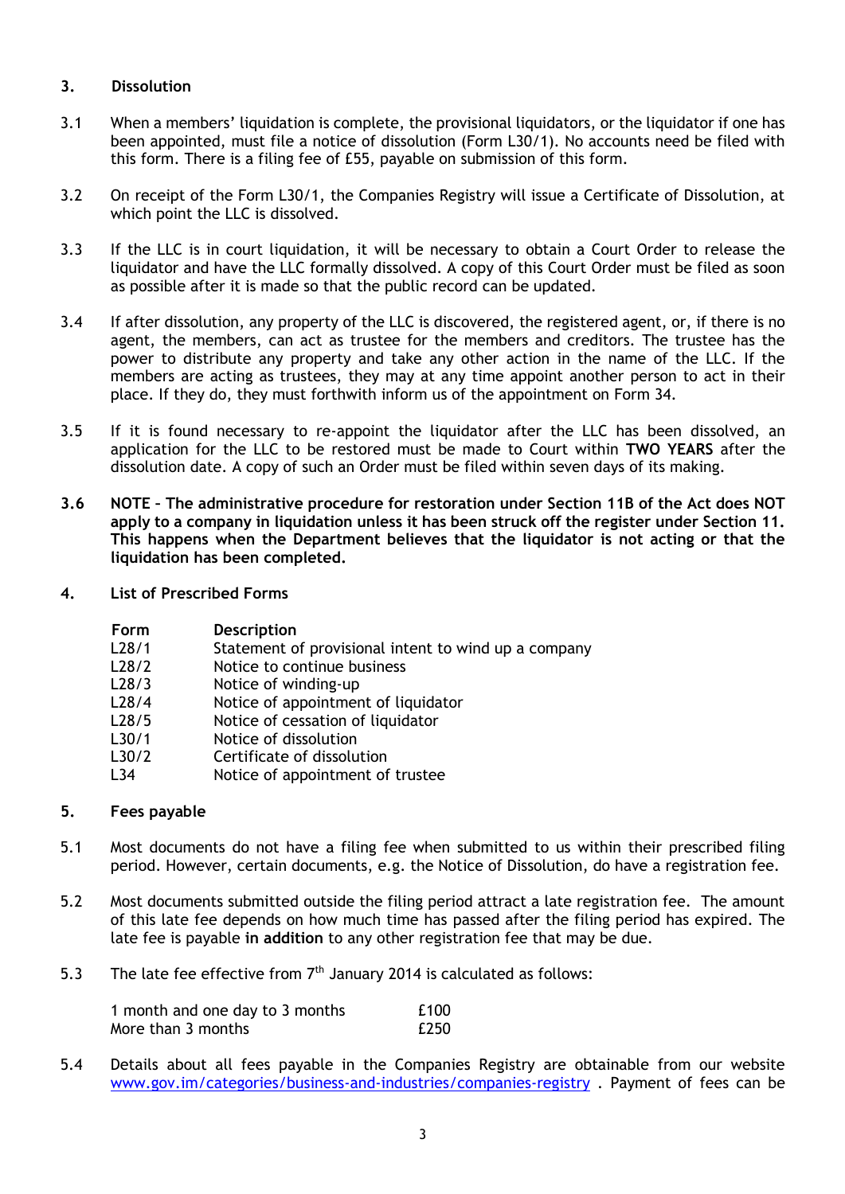## 3. Dissolution

3.1 When a members' liquidation is complete, the provisional liquidators, or the liquidator if one has been appointed, must file a notice of dissolution (Form L30/1). No accounts need be filed with this form. There is a filing fee of £55, payable on submission of this form.

3.2 On receipt of the Form L30/1, the Companies Registry will issue a Certificate of Dissolution, at which point the LLC is dissolved.

3.3 If the LLC is in court liquidation, it will be necessary to obtain a Court Order to release the liquidator and have the LLC formally dissolved. A copy of this Court Order must be filed as soon as possible after it is made so that the public record can be updated.

3.4 If after dissolution, any property of the LLC is discovered, the registered agent, or, if there is no agent, the members, can act as trustee for the members and creditors. The trustee has the power to distribute any property and take any other action in the name of the LLC. If the members are acting as trustees, they may at any time appoint another person to act in their place. If they do, they must forthwith inform us of the appointment on Form 34.

3.5 If it is found necessary to re-appoint the liquidator after the LLC has been dissolved, an application for the LLC to be restored must be made to Court within **TWO YEARS** after the dissolution date. A copy of such an Order must be filed within seven days of its making.

**3.6 NOTE – The administrative procedure for restoration under Section 11B of the Act does NOT apply to a company in liquidation unless it has been struck off the register under Section 11. This happens when the Department believes that the liquidator is not acting or that the liquidation has been completed.**

## 4. List of Prescribed Forms

| Form | Description |
|---|---|
| L28/1 | Statement of provisional intent to wind up a company |
| L28/2 | Notice to continue business |
| L28/3 | Notice of winding-up |
| L28/4 | Notice of appointment of liquidator |
| L28/5 | Notice of cessation of liquidator |
| L30/1 | Notice of dissolution |
| L30/2 | Certificate of dissolution |
| L34 | Notice of appointment of trustee |

## 5. Fees payable

5.1 Most documents do not have a filing fee when submitted to us within their prescribed filing period. However, certain documents, e.g. the Notice of Dissolution, do have a registration fee.

5.2 Most documents submitted outside the filing period attract a late registration fee. The amount of this late fee depends on how much time has passed after the filing period has expired. The late fee is payable **in addition** to any other registration fee that may be due.

5.3 The late fee effective from 7th January 2014 is calculated as follows:

| | |
|---|---|
| 1 month and one day to 3 months | £100 |
| More than 3 months | £250 |

5.4 Details about all fees payable in the Companies Registry are obtainable from our website www.gov.im/categories/business-and-industries/companies-registry . Payment of fees can be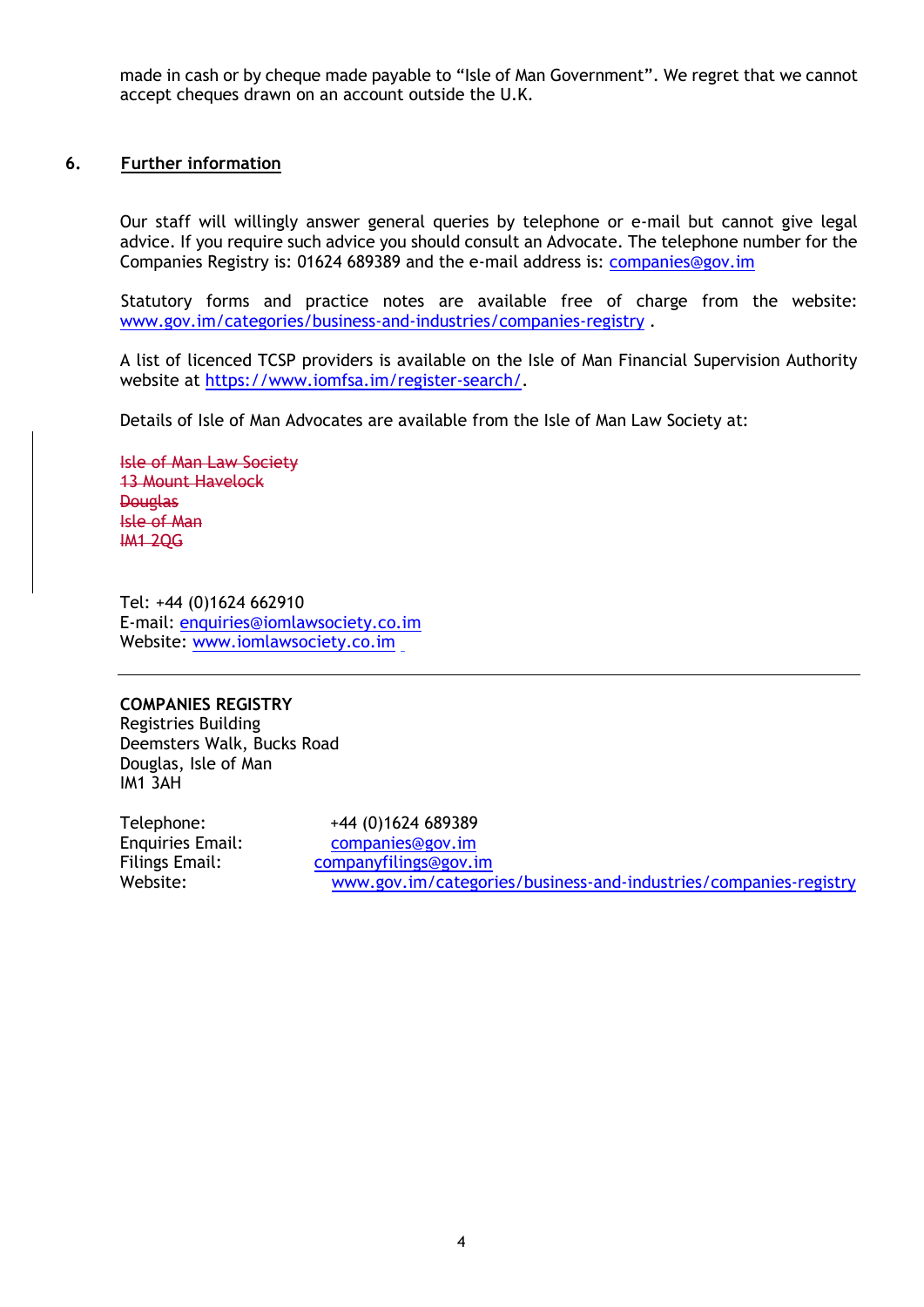made in cash or by cheque made payable to "Isle of Man Government". We regret that we cannot accept cheques drawn on an account outside the U.K.

## 6. Further information

Our staff will willingly answer general queries by telephone or e-mail but cannot give legal advice. If you require such advice you should consult an Advocate. The telephone number for the Companies Registry is: 01624 689389 and the e-mail address is: companies@gov.im

Statutory forms and practice notes are available free of charge from the website: www.gov.im/categories/business-and-industries/companies-registry .

A list of licenced TCSP providers is available on the Isle of Man Financial Supervision Authority website at https://www.iomfsa.im/register-search/.

Details of Isle of Man Advocates are available from the Isle of Man Law Society at:

~~Isle of Man Law Society~~
~~13 Mount Havelock~~
~~Douglas~~
~~Isle of Man~~
~~IM1 2QG~~

Tel: +44 (0)1624 662910
E-mail: enquiries@iomlawsociety.co.im
Website: www.iomlawsociety.co.im

---

**COMPANIES REGISTRY**
Registries Building
Deemsters Walk, Bucks Road
Douglas, Isle of Man
IM1 3AH

Telephone: +44 (0)1624 689389
Enquiries Email: companies@gov.im
Filings Email: companyfilings@gov.im
Website: www.gov.im/categories/business-and-industries/companies-registry